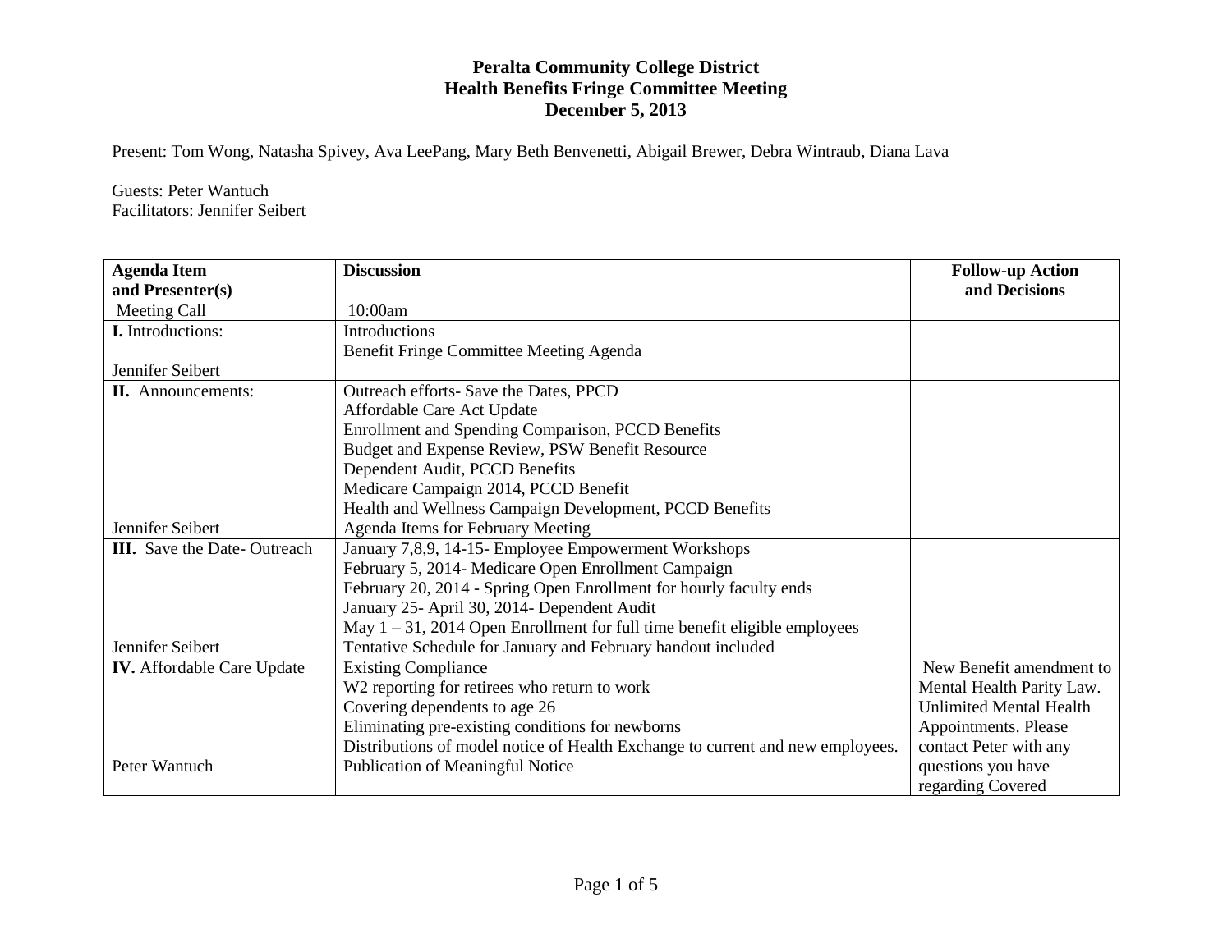# Peralta Community College District
## Health Benefits Fringe Committee Meeting
### December 5, 2013

Present: Tom Wong, Natasha Spivey, Ava LeePang, Mary Beth Benvenetti, Abigail Brewer, Debra Wintraub, Diana Lava

Guests: Peter Wantuch
Facilitators: Jennifer Seibert

| Agenda Item and Presenter(s) | Discussion | Follow-up Action and Decisions |
|---|---|---|
| Meeting Call | 10:00am | |
| **I.** Introductions:<br><br>Jennifer Seibert | Introductions<br>Benefit Fringe Committee Meeting Agenda | |
| **II.** Announcements:<br><br>Jennifer Seibert | Outreach efforts- Save the Dates, PPCD<br>Affordable Care Act Update<br>Enrollment and Spending Comparison, PCCD Benefits<br>Budget and Expense Review, PSW Benefit Resource<br>Dependent Audit, PCCD Benefits<br>Medicare Campaign 2014, PCCD Benefit<br>Health and Wellness Campaign Development, PCCD Benefits<br>Agenda Items for February Meeting | |
| **III.** Save the Date- Outreach<br><br>Jennifer Seibert | January 7,8,9, 14-15- Employee Empowerment Workshops<br>February 5, 2014- Medicare Open Enrollment Campaign<br>February 20, 2014 - Spring Open Enrollment for hourly faculty ends<br>January 25- April 30, 2014- Dependent Audit<br>May 1 – 31, 2014 Open Enrollment for full time benefit eligible employees<br>Tentative Schedule for January and February handout included | |
| **IV.** Affordable Care Update<br><br>Peter Wantuch | Existing Compliance<br>W2 reporting for retirees who return to work<br>Covering dependents to age 26<br>Eliminating pre-existing conditions for newborns<br>Distributions of model notice of Health Exchange to current and new employees.<br>Publication of Meaningful Notice | New Benefit amendment to Mental Health Parity Law. Unlimited Mental Health Appointments. Please contact Peter with any questions you have regarding Covered |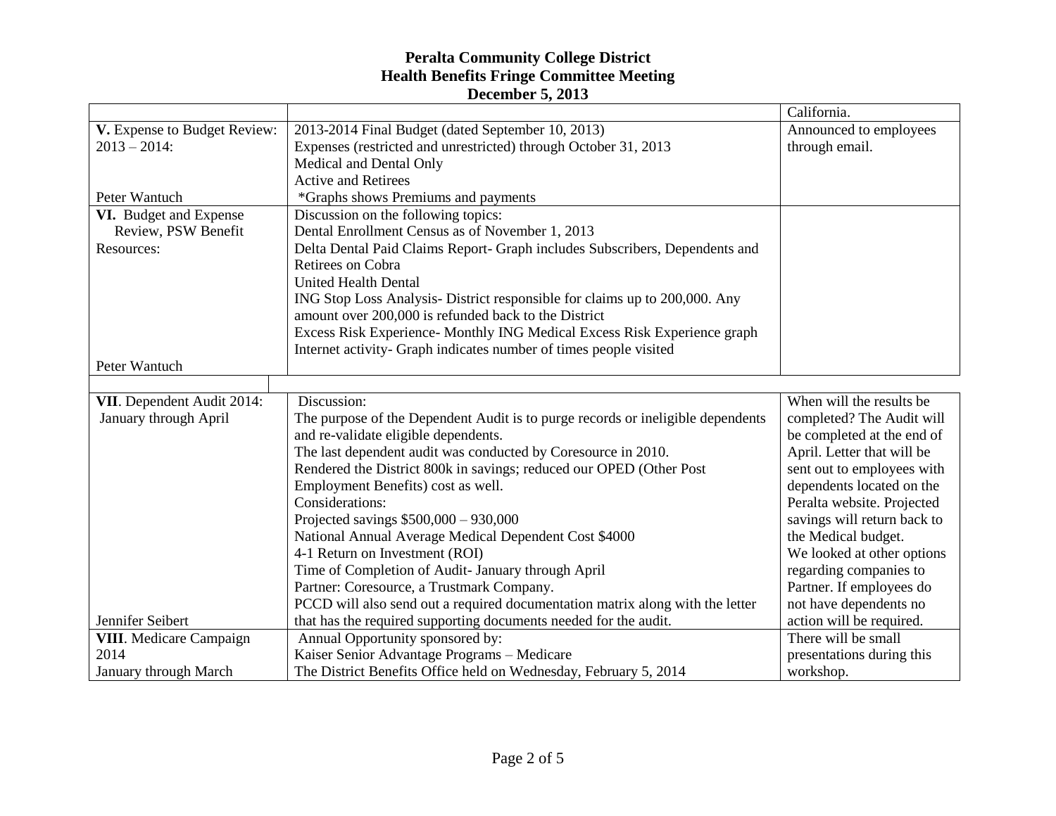# Peralta Community College District
## Health Benefits Fringe Committee Meeting
### December 5, 2013

| | | |
|---|---|---|
| | | California. |
| **V.** Expense to Budget Review: 2013 – 2014:<br><br>Peter Wantuch | 2013-2014 Final Budget (dated September 10, 2013)<br>Expenses (restricted and unrestricted) through October 31, 2013<br>Medical and Dental Only<br>Active and Retirees<br>*Graphs shows Premiums and payments | Announced to employees through email. |
| **VI.** Budget and Expense Review, PSW Benefit Resources:<br><br>Peter Wantuch | Discussion on the following topics:<br>Dental Enrollment Census as of November 1, 2013<br>Delta Dental Paid Claims Report- Graph includes Subscribers, Dependents and Retirees on Cobra<br>United Health Dental<br>ING Stop Loss Analysis- District responsible for claims up to 200,000. Any amount over 200,000 is refunded back to the District<br>Excess Risk Experience- Monthly ING Medical Excess Risk Experience graph<br>Internet activity- Graph indicates number of times people visited | |
| **VII**. Dependent Audit 2014: January through April<br><br>Jennifer Seibert | Discussion:<br>The purpose of the Dependent Audit is to purge records or ineligible dependents and re-validate eligible dependents.<br>The last dependent audit was conducted by Coresource in 2010.<br>Rendered the District 800k in savings; reduced our OPED (Other Post Employment Benefits) cost as well.<br>Considerations:<br>Projected savings $500,000 – 930,000<br>National Annual Average Medical Dependent Cost $4000<br>4-1 Return on Investment (ROI)<br>Time of Completion of Audit- January through April<br>Partner: Coresource, a Trustmark Company.<br>PCCD will also send out a required documentation matrix along with the letter that has the required supporting documents needed for the audit. | When will the results be completed? The Audit will be completed at the end of April. Letter that will be sent out to employees with dependents located on the Peralta website. Projected savings will return back to the Medical budget.<br>We looked at other options regarding companies to Partner. If employees do not have dependents no action will be required. |
| **VIII**. Medicare Campaign 2014<br>January through March | Annual Opportunity sponsored by:<br>Kaiser Senior Advantage Programs – Medicare<br>The District Benefits Office held on Wednesday, February 5, 2014 | There will be small presentations during this workshop. |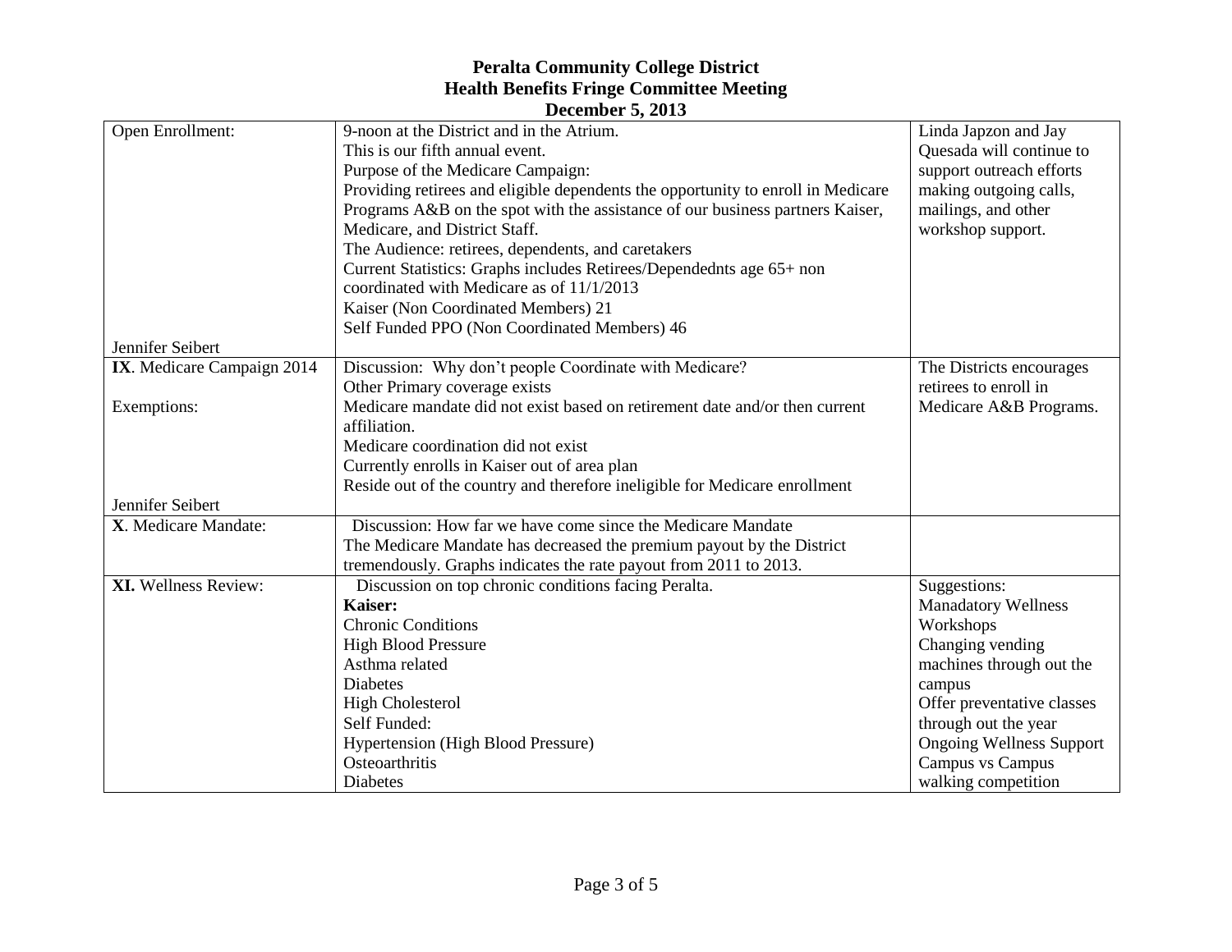# Peralta Community College District
## Health Benefits Fringe Committee Meeting
### December 5, 2013

| | | |
|---|---|---|
| Open Enrollment:<br><br>Jennifer Seibert | 9-noon at the District and in the Atrium.<br>This is our fifth annual event.<br>Purpose of the Medicare Campaign:<br>Providing retirees and eligible dependents the opportunity to enroll in Medicare Programs A&B on the spot with the assistance of our business partners Kaiser, Medicare, and District Staff.<br>The Audience: retirees, dependents, and caretakers<br>Current Statistics: Graphs includes Retirees/Dependednts age 65+ non coordinated with Medicare as of 11/1/2013<br>Kaiser (Non Coordinated Members) 21<br>Self Funded PPO (Non Coordinated Members) 46 | Linda Japzon and Jay Quesada will continue to support outreach efforts making outgoing calls, mailings, and other workshop support. |
| **IX**. Medicare Campaign 2014<br><br>Exemptions:<br><br>Jennifer Seibert | Discussion: Why don't people Coordinate with Medicare?<br>Other Primary coverage exists<br>Medicare mandate did not exist based on retirement date and/or then current affiliation.<br>Medicare coordination did not exist<br>Currently enrolls in Kaiser out of area plan<br>Reside out of the country and therefore ineligible for Medicare enrollment | The Districts encourages retirees to enroll in Medicare A&B Programs. |
| **X**. Medicare Mandate: | Discussion: How far we have come since the Medicare Mandate<br>The Medicare Mandate has decreased the premium payout by the District tremendously. Graphs indicates the rate payout from 2011 to 2013. | |
| **XI.** Wellness Review: | Discussion on top chronic conditions facing Peralta.<br>**Kaiser:**<br>Chronic Conditions<br>High Blood Pressure<br>Asthma related<br>Diabetes<br>High Cholesterol<br>Self Funded:<br>Hypertension (High Blood Pressure)<br>Osteoarthritis<br>Diabetes | Suggestions:<br>Manadatory Wellness Workshops<br>Changing vending machines through out the campus<br>Offer preventative classes through out the year<br>Ongoing Wellness Support<br>Campus vs Campus walking competition |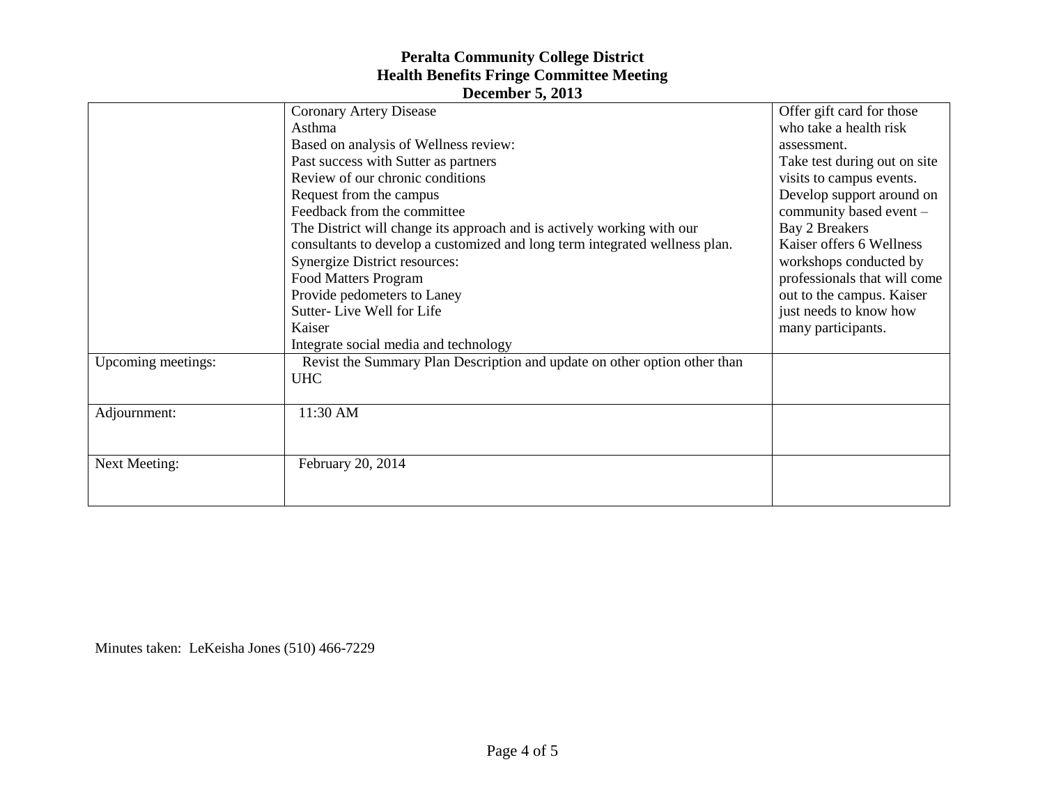**Peralta Community College District**
**Health Benefits Fringe Committee Meeting**
**December 5, 2013**

| | | |
|---|---|---|
| | Coronary Artery Disease<br>Asthma<br>Based on analysis of Wellness review:<br>Past success with Sutter as partners<br>Review of our chronic conditions<br>Request from the campus<br>Feedback from the committee<br>The District will change its approach and is actively working with our consultants to develop a customized and long term integrated wellness plan.<br>Synergize District resources:<br>Food Matters Program<br>Provide pedometers to Laney<br>Sutter- Live Well for Life<br>Kaiser<br>Integrate social media and technology | Offer gift card for those who take a health risk assessment.<br>Take test during out on site visits to campus events.<br>Develop support around on community based event – Bay 2 Breakers<br>Kaiser offers 6 Wellness workshops conducted by professionals that will come out to the campus. Kaiser just needs to know how many participants. |
| Upcoming meetings: | Revist the Summary Plan Description and update on other option other than UHC | |
| Adjournment: | 11:30 AM | |
| Next Meeting: | February 20, 2014 | |

Minutes taken: LeKeisha Jones (510) 466-7229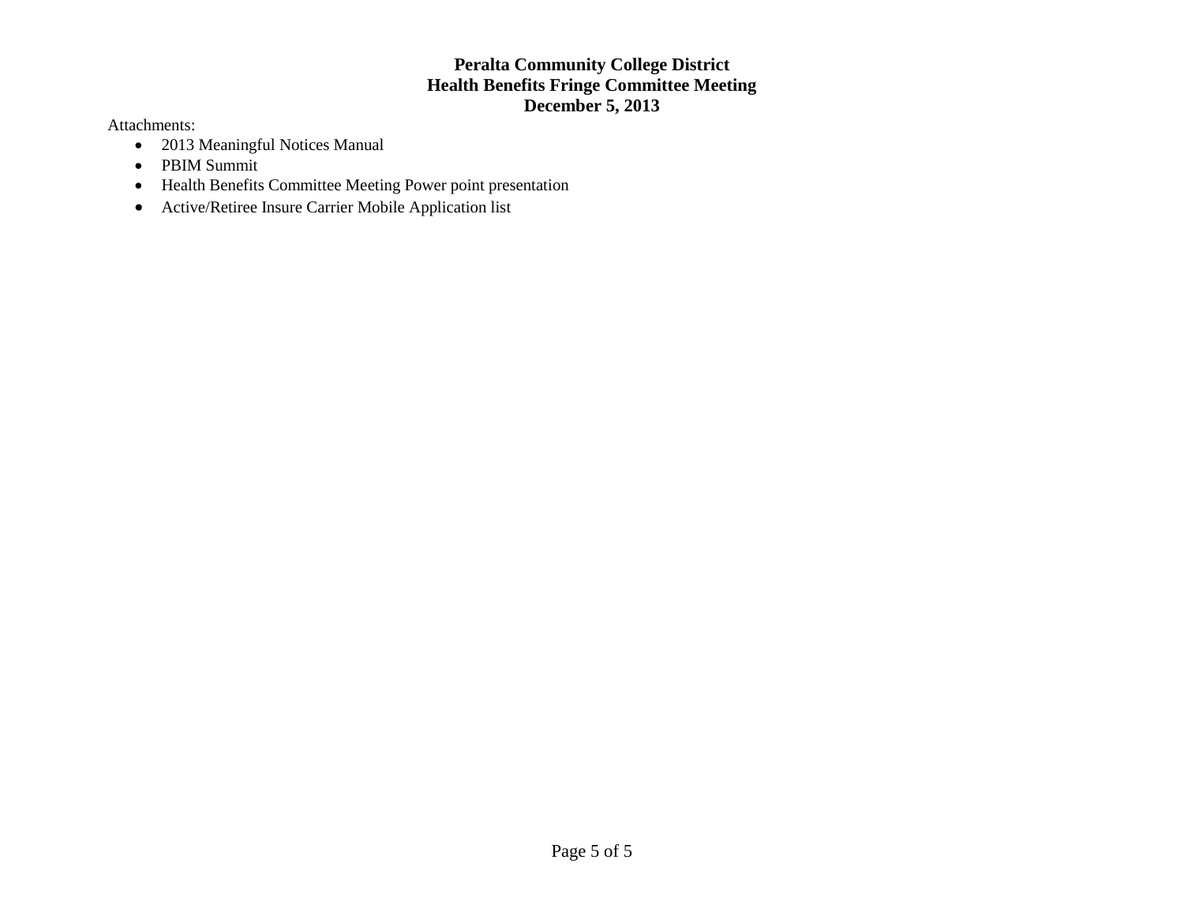**Peralta Community College District**
**Health Benefits Fringe Committee Meeting**
**December 5, 2013**

Attachments:

- 2013 Meaningful Notices Manual
- PBIM Summit
- Health Benefits Committee Meeting Power point presentation
- Active/Retiree Insure Carrier Mobile Application list